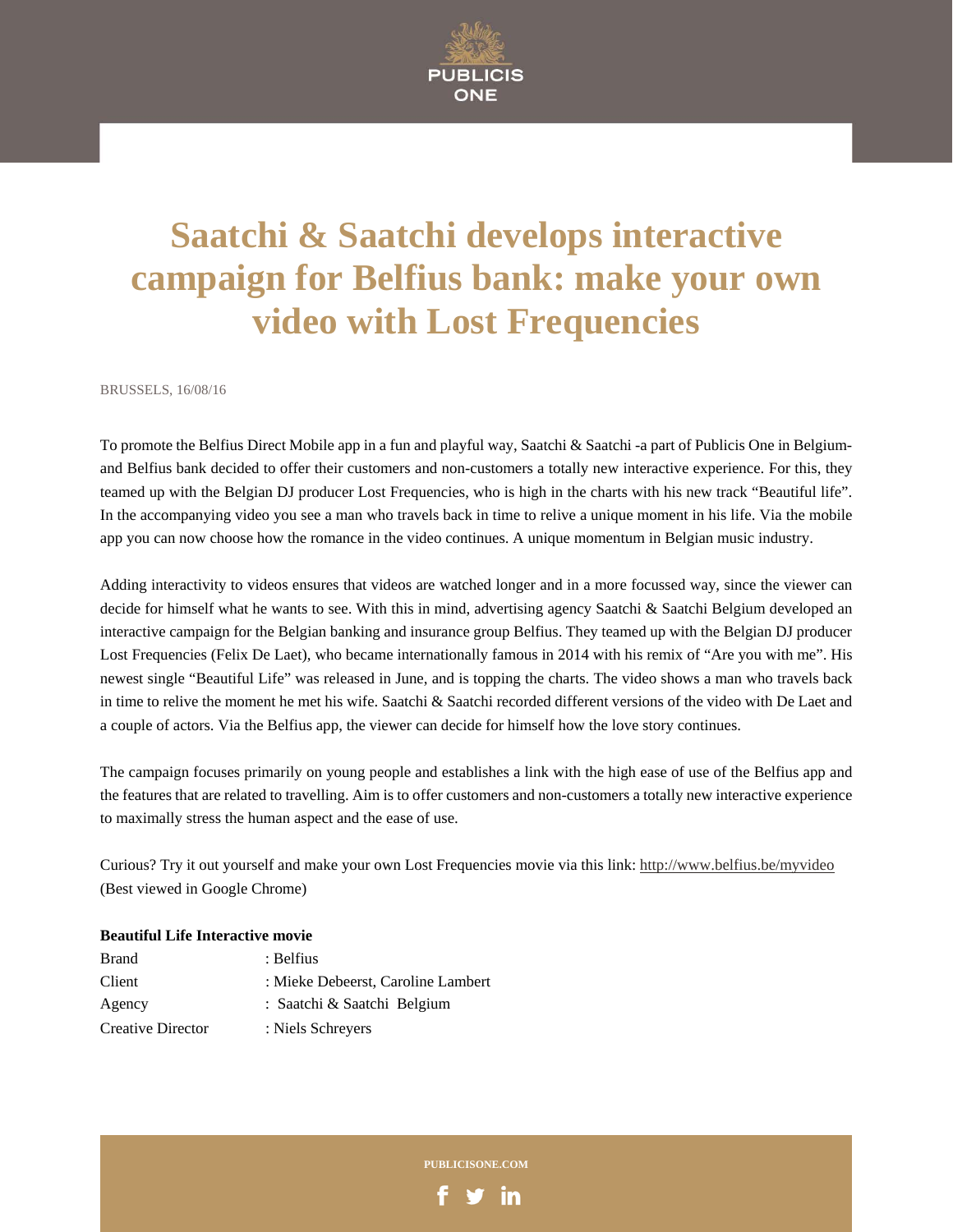# Saatchi & Saatchi develops interactive campaign for Belfius bank: make your own video with Lost Frequencies

BRUSSELS, 16/08/16

To promote the Belfius Direct Mobile app in a fun and playful way, Saatchi & Saatchi -a part of Publicis One in Belgium- and Belfius bank decided to offer their customers and non-customers a totally new interactive experience. For this, they teamed up with the Belgian DJ producer Lost Frequencies, who is high in the charts with his new track "Beautiful life". In the accompanying video you see a man who travels back in time to relive a unique moment in his life. Via the mobile app you can now choose how the romance in the video continues. A unique momentum in Belgian music industry.

Adding interactivity to videos ensures that videos are watched longer and in a more focussed way, since the viewer can decide for himself what he wants to see. With this in mind, advertising agency Saatchi & Saatchi Belgium developed an interactive campaign for the Belgian banking and insurance group Belfius. They teamed up with the Belgian DJ producer Lost Frequencies (Felix De Laet), who became internationally famous in 2014 with his remix of "Are you with me". His newest single "Beautiful Life" was released in June, and is topping the charts. The video shows a man who travels back in time to relive the moment he met his wife. Saatchi & Saatchi recorded different versions of the video with De Laet and a couple of actors. Via the Belfius app, the viewer can decide for himself how the love story continues.

The campaign focuses primarily on young people and establishes a link with the high ease of use of the Belfius app and the features that are related to travelling. Aim is to offer customers and non-customers a totally new interactive experience to maximally stress the human aspect and the ease of use.

Curious? Try it out yourself and make your own Lost Frequencies movie via this link: http://www.belfius.be/myvideo (Best viewed in Google Chrome)

**Beautiful Life Interactive movie**

| | |
|---|---|
| Brand | : Belfius |
| Client | : Mieke Debeerst, Caroline Lambert |
| Agency | : Saatchi & Saatchi Belgium |
| Creative Director | : Niels Schreyers |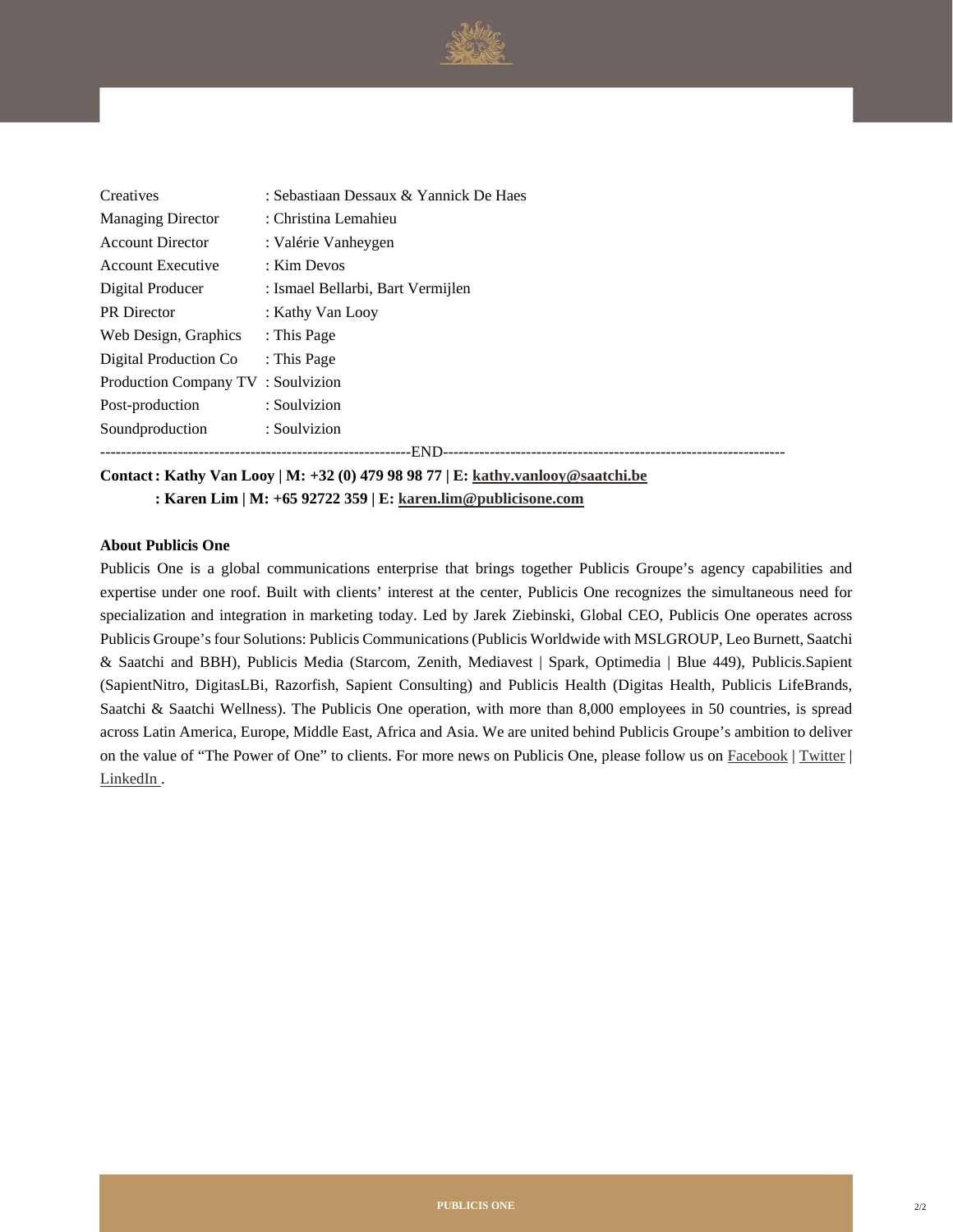| | |
|---|---|
| Creatives | : Sebastiaan Dessaux & Yannick De Haes |
| Managing Director | : Christina Lemahieu |
| Account Director | : Valérie Vanheygen |
| Account Executive | : Kim Devos |
| Digital Producer | : Ismael Bellarbi, Bart Vermijlen |
| PR Director | : Kathy Van Looy |
| Web Design, Graphics | : This Page |
| Digital Production Co | : This Page |
| Production Company TV | : Soulvizion |
| Post-production | : Soulvizion |
| Soundproduction | : Soulvizion |

------------------------------------------------------------END------------------------------------------------------------------

**Contact : Kathy Van Looy | M: +32 (0) 479 98 98 77 | E: kathy.vanlooy@saatchi.be**
**: Karen Lim | M: +65 92722 359 | E: karen.lim@publicisone.com**

**About Publicis One**

Publicis One is a global communications enterprise that brings together Publicis Groupe's agency capabilities and expertise under one roof. Built with clients' interest at the center, Publicis One recognizes the simultaneous need for specialization and integration in marketing today. Led by Jarek Ziebinski, Global CEO, Publicis One operates across Publicis Groupe's four Solutions: Publicis Communications (Publicis Worldwide with MSLGROUP, Leo Burnett, Saatchi & Saatchi and BBH), Publicis Media (Starcom, Zenith, Mediavest | Spark, Optimedia | Blue 449), Publicis.Sapient (SapientNitro, DigitasLBi, Razorfish, Sapient Consulting) and Publicis Health (Digitas Health, Publicis LifeBrands, Saatchi & Saatchi Wellness). The Publicis One operation, with more than 8,000 employees in 50 countries, is spread across Latin America, Europe, Middle East, Africa and Asia. We are united behind Publicis Groupe's ambition to deliver on the value of "The Power of One" to clients. For more news on Publicis One, please follow us on Facebook | Twitter | LinkedIn .